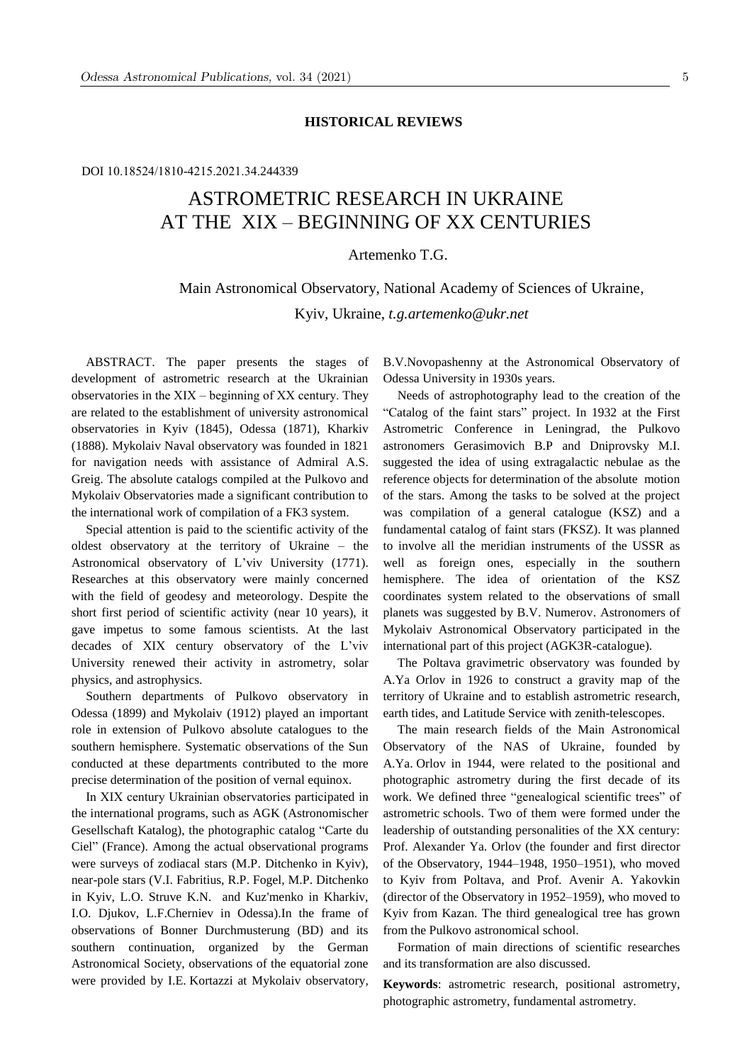**HISTORICAL REVIEWS**

DOI 10.18524/1810-4215.2021.34.244339

# ASTROMETRIC RESEARCH IN UKRAINE AT THE XIX – BEGINNING OF XX CENTURIES

Artemenko T.G.

Main Astronomical Observatory, National Academy of Sciences of Ukraine,
Kyiv, Ukraine, *t.g.artemenko@ukr.net*

ABSTRACT. The paper presents the stages of development of astrometric research at the Ukrainian observatories in the XIX – beginning of XX century. They are related to the establishment of university astronomical observatories in Kyiv (1845), Odessa (1871), Kharkiv (1888). Mykolaiv Naval observatory was founded in 1821 for navigation needs with assistance of Admiral A.S. Greig. The absolute catalogs compiled at the Pulkovo and Mykolaiv Observatories made a significant contribution to the international work of compilation of a FK3 system.

Special attention is paid to the scientific activity of the oldest observatory at the territory of Ukraine – the Astronomical observatory of L'viv University (1771). Researches at this observatory were mainly concerned with the field of geodesy and meteorology. Despite the short first period of scientific activity (near 10 years), it gave impetus to some famous scientists. At the last decades of XIX century observatory of the L'viv University renewed their activity in astrometry, solar physics, and astrophysics.

Southern departments of Pulkovo observatory in Odessa (1899) and Mykolaiv (1912) played an important role in extension of Pulkovo absolute catalogues to the southern hemisphere. Systematic observations of the Sun conducted at these departments contributed to the more precise determination of the position of vernal equinox.

In XIX century Ukrainian observatories participated in the international programs, such as AGK (Astronomischer Gesellschaft Katalog), the photographic catalog "Carte du Ciel" (France). Among the actual observational programs were surveys of zodiacal stars (M.P. Ditchenko in Kyiv), near-pole stars (V.I. Fabritius, R.P. Fogel, M.P. Ditchenko in Kyiv, L.O. Struve K.N. and Kuz'menko in Kharkiv, I.O. Djukov, L.F.Cherniev in Odessa).In the frame of observations of Bonner Durchmusterung (BD) and its southern continuation, organized by the German Astronomical Society, observations of the equatorial zone were provided by I.E. Kortazzi at Mykolaiv observatory, B.V.Novopashenny at the Astronomical Observatory of Odessa University in 1930s years.

Needs of astrophotography lead to the creation of the "Catalog of the faint stars" project. In 1932 at the First Astrometric Conference in Leningrad, the Pulkovo astronomers Gerasimovich B.P and Dniprovsky M.I. suggested the idea of using extragalactic nebulae as the reference objects for determination of the absolute motion of the stars. Among the tasks to be solved at the project was compilation of a general catalogue (KSZ) and a fundamental catalog of faint stars (FKSZ). It was planned to involve all the meridian instruments of the USSR as well as foreign ones, especially in the southern hemisphere. The idea of orientation of the KSZ coordinates system related to the observations of small planets was suggested by B.V. Numerov. Astronomers of Mykolaiv Astronomical Observatory participated in the international part of this project (AGK3R-catalogue).

The Poltava gravimetric observatory was founded by A.Ya Orlov in 1926 to construct a gravity map of the territory of Ukraine and to establish astrometric research, earth tides, and Latitude Service with zenith-telescopes.

The main research fields of the Main Astronomical Observatory of the NAS of Ukraine, founded by A.Ya. Orlov in 1944, were related to the positional and photographic astrometry during the first decade of its work. We defined three "genealogical scientific trees" of astrometric schools. Two of them were formed under the leadership of outstanding personalities of the XX century: Prof. Alexander Ya. Orlov (the founder and first director of the Observatory, 1944–1948, 1950–1951), who moved to Kyiv from Poltava, and Prof. Avenir A. Yakovkin (director of the Observatory in 1952–1959), who moved to Kyiv from Kazan. The third genealogical tree has grown from the Pulkovo astronomical school.

Formation of main directions of scientific researches and its transformation are also discussed.

**Keywords**: astrometric research, positional astrometry, photographic astrometry, fundamental astrometry.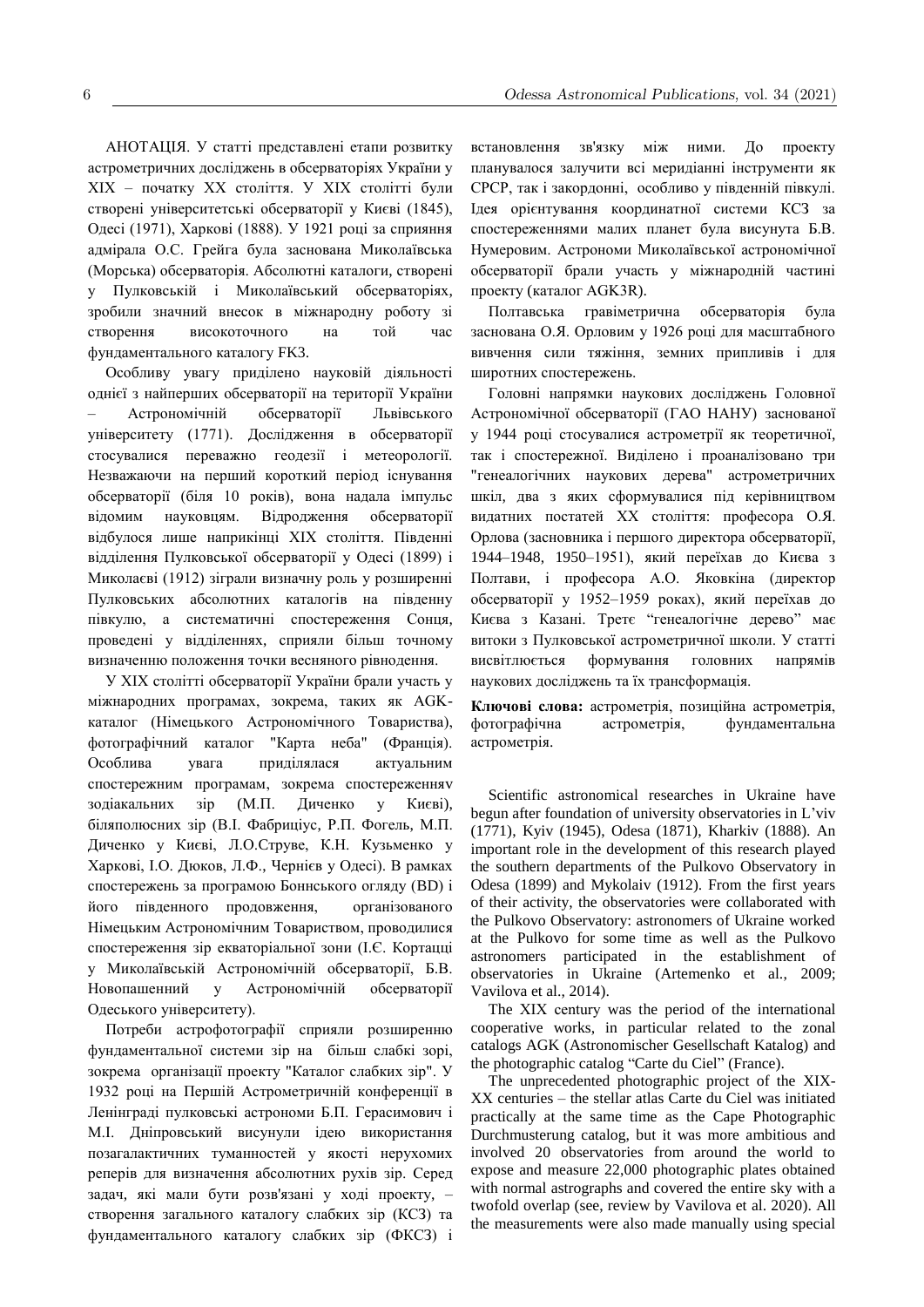АНОТАЦІЯ. У статті представлені етапи розвитку астрометричних досліджень в обсерваторіях України у XIX – початку XX століття. У XIX столітті були створені університетські обсерваторії у Києві (1845), Одесі (1971), Харкові (1888). У 1921 році за сприяння адмірала О.С. Грейга була заснована Миколаївська (Морська) обсерваторія. Абсолютні каталоги, створені у Пулковській і Миколаївський обсерваторіях, зробили значний внесок в міжнародну роботу зі створення високоточного на той час фундаментального каталогу FK3.

Особливу увагу приділено науковій діяльності однієї з найперших обсерваторії на території України – Астрономічній обсерваторії Львівського університету (1771). Дослідження в обсерваторії стосувалися переважно геодезії і метеорології. Незважаючи на перший короткий період існування обсерваторії (біля 10 років), вона надала імпульс відомим науковцям. Відродження обсерваторії відбулося лише наприкінці XIX століття. Південні відділення Пулковської обсерваторії у Одесі (1899) і Миколаєві (1912) зіграли визначну роль у розширенні Пулковських абсолютних каталогів на південну півкулю, а систематичні спостереження Сонця, проведені у відділеннях, сприяли більш точному визначенню положення точки весняного рівнодення.

У XIX столітті обсерваторії України брали участь у міжнародних програмах, зокрема, таких як AGK-каталог (Німецького Астрономічного Товариства), фотографічний каталог "Карта неба" (Франція). Особлива увага приділялася актуальним спостережним програмам, зокрема спостереженняv зодіакальних зір (М.П. Диченко у Києві), біляполюсних зір (В.І. Фабриціус, Р.П. Фогель, М.П. Диченко у Києві, Л.О.Струве, К.Н. Кузьменко у Харкові, І.О. Дюков, Л.Ф., Чернієв у Одесі). В рамках спостережень за програмою Боннського огляду (BD) і його південного продовження, організованого Німецьким Астрономічним Товариством, проводилися спостереження зір екваторіальної зони (І.Є. Кортацці у Миколаївській Астрономічній обсерваторії, Б.В. Новопашенний у Астрономічній обсерваторії Одеського університету).

Потреби астрофотографії сприяли розширенню фундаментальної системи зір на більш слабкі зорі, зокрема організації проекту "Каталог слабких зір". У 1932 році на Першій Астрометричній конференції в Ленінграді пулковські астрономи Б.П. Герасимович і М.І. Дніпровський висунули ідею використання позагалактичних туманностей у якості нерухомих реперів для визначення абсолютних рухів зір. Серед задач, які мали бути розв'язані у ході проекту, – створення загального каталогу слабких зір (КСЗ) та фундаментального каталогу слабких зір (ФКСЗ) і встановлення зв'язку між ними. До проекту планувалося залучити всі меридіанні інструменти як СРСР, так і закордонні, особливо у південній півкулі. Ідея орієнтування координатної системи КСЗ за спостереженнями малих планет була висунута Б.В. Нумеровим. Астрономи Миколаївської астрономічної обсерваторії брали участь у міжнародній частині проекту (каталог AGK3R).

Полтавська гравіметрична обсерваторія була заснована О.Я. Орловим у 1926 році для масштабного вивчення сили тяжіння, земних припливів і для широтних спостережень.

Головні напрямки наукових досліджень Головної Астрономічної обсерваторії (ГАО НАНУ) заснованої у 1944 році стосувалися астрометрії як теоретичної, так і спостережної. Виділено і проаналізовано три "генеалогічних наукових дерева" астрометричних шкіл, два з яких сформувалися під керівництвом видатних постатей XX століття: професора О.Я. Орлова (засновника і першого директора обсерваторії, 1944–1948, 1950–1951), який переїхав до Києва з Полтави, і професора А.О. Яковкіна (директор обсерваторії у 1952–1959 роках), який переїхав до Києва з Казані. Третє "генеалогічне дерево" має витоки з Пулковської астрометричної школи. У статті висвітлюється формування головних напрямів наукових досліджень та їх трансформація.

**Ключові слова:** астрометрія, позиційна астрометрія, фотографічна астрометрія, фундаментальна астрометрія.

Scientific astronomical researches in Ukraine have begun after foundation of university observatories in L'viv (1771), Kyiv (1945), Odesa (1871), Kharkiv (1888). An important role in the development of this research played the southern departments of the Pulkovo Observatory in Odesa (1899) and Mykolaiv (1912). From the first years of their activity, the observatories were collaborated with the Pulkovo Observatory: astronomers of Ukraine worked at the Pulkovo for some time as well as the Pulkovo astronomers participated in the establishment of observatories in Ukraine (Artemenko et al., 2009; Vavilova et al., 2014).

The XIX century was the period of the international cooperative works, in particular related to the zonal catalogs AGK (Astronomischer Gesellschaft Katalog) and the photographic catalog "Carte du Ciel" (France).

The unprecedented photographic project of the XIX-XX centuries – the stellar atlas Carte du Ciel was initiated practically at the same time as the Cape Photographic Durchmusterung catalog, but it was more ambitious and involved 20 observatories from around the world to expose and measure 22,000 photographic plates obtained with normal astrographs and covered the entire sky with a twofold overlap (see, review by Vavilova et al. 2020). All the measurements were also made manually using special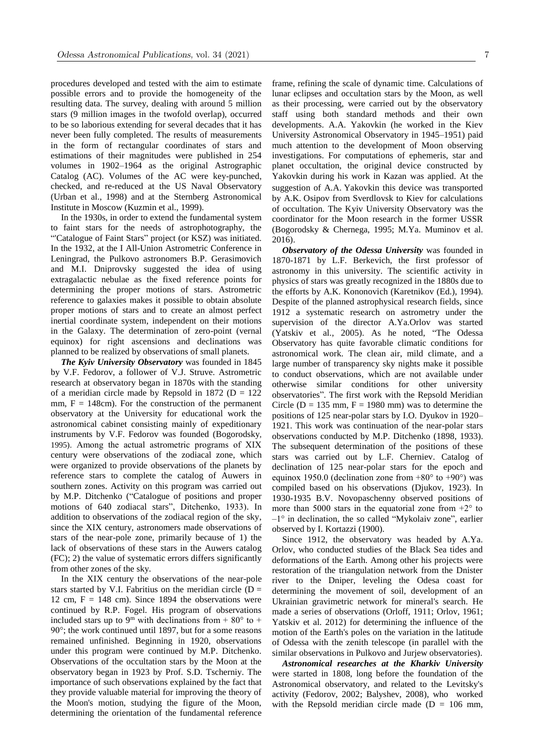procedures developed and tested with the aim to estimate possible errors and to provide the homogeneity of the resulting data. The survey, dealing with around 5 million stars (9 million images in the twofold overlap), occurred to be so laborious extending for several decades that it has never been fully completed. The results of measurements in the form of rectangular coordinates of stars and estimations of their magnitudes were published in 254 volumes in 1902–1964 as the original Astrographic Catalog (AC). Volumes of the AC were key-punched, checked, and re-reduced at the US Naval Observatory (Urban et al., 1998) and at the Sternberg Astronomical Institute in Moscow (Kuzmin et al., 1999).

In the 1930s, in order to extend the fundamental system to faint stars for the needs of astrophotography, the "'Catalogue of Faint Stars" project (or KSZ) was initiated. In the 1932, at the I All-Union Astrometric Conference in Leningrad, the Pulkovo astronomers B.P. Gerasimovich and M.I. Dniprovsky suggested the idea of using extragalactic nebulae as the fixed reference points for determining the proper motions of stars. Astrometric reference to galaxies makes it possible to obtain absolute proper motions of stars and to create an almost perfect inertial coordinate system, independent on their motions in the Galaxy. The determination of zero-point (vernal equinox) for right ascensions and declinations was planned to be realized by observations of small planets.

***The Kyiv University Observatory*** was founded in 1845 by V.F. Fedorov, a follower of V.J. Struve. Astrometric research at observatory began in 1870s with the standing of a meridian circle made by Repsold in 1872 (D = 122 mm, F = 148cm). For the construction of the permanent observatory at the University for educational work the astronomical cabinet consisting mainly of expeditionary instruments by V.F. Fedorov was founded (Bogorodsky, 1995). Among the actual astrometric programs of XIX century were observations of the zodiacal zone, which were organized to provide observations of the planets by reference stars to complete the catalog of Auwers in southern zones. Activity on this program was carried out by M.P. Ditchenko ("Catalogue of positions and proper motions of 640 zodiacal stars", Ditchenko, 1933). In addition to observations of the zodiacal region of the sky, since the XIX century, astronomers made observations of stars of the near-pole zone, primarily because of 1) the lack of observations of these stars in the Auwers catalog (FC); 2) the value of systematic errors differs significantly from other zones of the sky.

In the XIX century the observations of the near-pole stars started by V.I. Fabritius on the meridian circle (D = 12 cm, F = 148 cm). Since 1894 the observations were continued by R.P. Fogel. His program of observations included stars up to $9^m$ with declinations from + 80° to + 90°; the work continued until 1897, but for a some reasons remained unfinished. Beginning in 1920, observations under this program were continued by M.P. Ditchenko. Observations of the occultation stars by the Moon at the observatory began in 1923 by Prof. S.D. Tscherniy. The importance of such observations explained by the fact that they provide valuable material for improving the theory of the Moon's motion, studying the figure of the Moon, determining the orientation of the fundamental reference frame, refining the scale of dynamic time. Calculations of lunar eclipses and occultation stars by the Moon, as well as their processing, were carried out by the observatory staff using both standard methods and their own developments. A.A. Yakovkin (he worked in the Kiev University Astronomical Observatory in 1945–1951) paid much attention to the development of Moon observing investigations. For computations of ephemeris, star and planet occultation, the original device constructed by Yakovkin during his work in Kazan was applied. At the suggestion of A.A. Yakovkin this device was transported by A.K. Osipov from Sverdlovsk to Kiev for calculations of occultation. The Kyiv University Observatory was the coordinator for the Moon research in the former USSR (Bogorodsky & Chernega, 1995; M.Ya. Muminov et al. 2016).

***Observatory of the Odessa University*** was founded in 1870-1871 by L.F. Berkevich, the first professor of astronomy in this university. The scientific activity in physics of stars was greatly recognized in the 1880s due to the efforts by A.K. Kononovich (Karetnikov (Ed.), 1994). Despite of the planned astrophysical research fields, since 1912 a systematic research on astrometry under the supervision of the director A.Ya.Orlov was started (Yatskiv et al., 2005). As he noted, "The Odessa Observatory has quite favorable climatic conditions for astronomical work. The clean air, mild climate, and a large number of transparency sky nights make it possible to conduct observations, which are not available under otherwise similar conditions for other university observatories". The first work with the Repsold Meridian Circle (D = 135 mm, F = 1980 mm) was to determine the positions of 125 near-polar stars by I.O. Dyukov in 1920–1921. This work was continuation of the near-polar stars observations conducted by M.P. Ditchenko (1898, 1933). The subsequent determination of the positions of these stars was carried out by L.F. Cherniev. Catalog of declination of 125 near-polar stars for the epoch and equinox 1950.0 (declination zone from +80° to +90°) was compiled based on his observations (Djukov, 1923). In 1930-1935 B.V. Novopaschenny observed positions of more than 5000 stars in the equatorial zone from +2° to –1° in declination, the so called "Mykolaiv zone", earlier observed by I. Kortazzi (1900).

Since 1912, the observatory was headed by A.Ya. Orlov, who conducted studies of the Black Sea tides and deformations of the Earth. Among other his projects were restoration of the triangulation network from the Dnister river to the Dniper, leveling the Odesa coast for determining the movement of soil, development of an Ukrainian gravimetric network for mineral's search. He made a series of observations (Orloff, 1911; Orlov, 1961; Yatskiv et al. 2012) for determining the influence of the motion of the Earth's poles on the variation in the latitude of Odessa with the zenith telescope (in parallel with the similar observations in Pulkovo and Jurjev observatories).

***Astronomical researches at the Kharkiv University*** were started in 1808, long before the foundation of the Astronomical observatory, and related to the Levitsky's activity (Fedorov, 2002; Balyshev, 2008), who worked with the Repsold meridian circle made (D = 106 mm,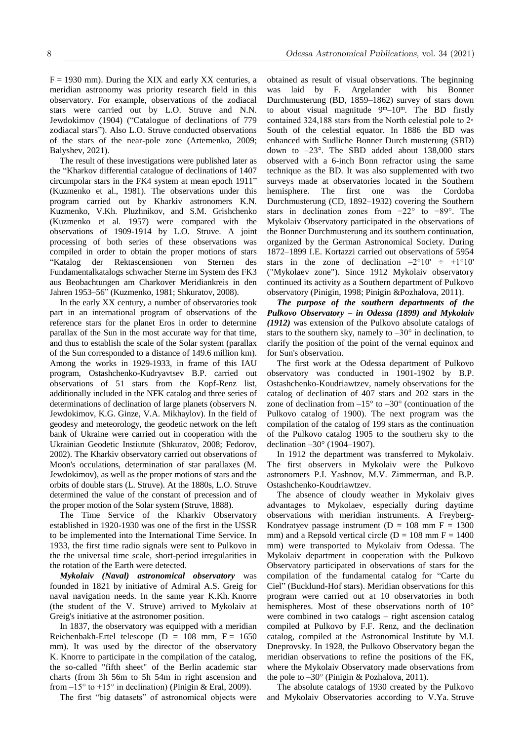F = 1930 mm). During the XIX and early XX centuries, a meridian astronomy was priority research field in this observatory. For example, observations of the zodiacal stars were carried out by L.O. Struve and N.N. Jewdokimov (1904) ("Catalogue of declinations of 779 zodiacal stars"). Also L.O. Struve conducted observations of the stars of the near-pole zone (Artemenko, 2009; Balyshev, 2021).

The result of these investigations were published later as the "Kharkov differential catalogue of declinations of 1407 circumpolar stars in the FK4 system at mean epoch 1911" (Kuzmenko et al., 1981). The observations under this program carried out by Kharkiv astronomers K.N. Kuzmenko, V.Kh. Pluzhnikov, and S.M. Grishchenko (Kuzmenko et al. 1957) were compared with the observations of 1909-1914 by L.O. Struve. A joint processing of both series of these observations was compiled in order to obtain the proper motions of stars "Katalog der Rektascensionen von Sternen des Fundamentalkatalogs schwacher Sterne im System des FK3 aus Beobachtungen am Charkover Meridiankreis in den Jahren 1953–56" (Kuzmenko, 1981; Shkuratov, 2008).

In the early XX century, a number of observatories took part in an international program of observations of the reference stars for the planet Eros in order to determine parallax of the Sun in the most accurate way for that time, and thus to establish the scale of the Solar system (parallax of the Sun corresponded to a distance of 149.6 million km). Among the works in 1929-1933, in frame of this IAU program, Ostashchenko-Kudryavtsev B.P. carried out observations of 51 stars from the Kopf-Renz list, additionally included in the NFK catalog and three series of determinations of declination of large planets (observers N. Jewdokimov, K.G. Ginze, V.A. Mikhaylov). In the field of geodesy and meteorology, the geodetic network on the left bank of Ukraine were carried out in cooperation with the Ukrainian Geodetic Instiutute (Shkuratov, 2008; Fedorov, 2002). The Kharkiv observatory carried out observations of Moon's occulations, determination of star parallaxes (M. Jewdokimov), as well as the proper motions of stars and the orbits of double stars (L. Struve). At the 1880s, L.O. Struve determined the value of the constant of precession and of the proper motion of the Solar system (Struve, 1888).

The Time Service of the Kharkiv Observatory established in 1920-1930 was one of the first in the USSR to be implemented into the International Time Service. In 1933, the first time radio signals were sent to Pulkovo in the the universal time scale, short-period irregularities in the rotation of the Earth were detected.

***Mykolaiv (Naval) astronomical observatory*** was founded in 1821 by initiative of Admiral A.S. Greig for naval navigation needs. In the same year K.Kh. Knorre (the student of the V. Struve) arrived to Mykolaiv at Greig's initiative at the astronomer position.

In 1837, the observatory was equipped with a meridian Reichenbakh-Ertel telescope (D = 108 mm, F = 1650 mm). It was used by the director of the observatory K. Knorre to participate in the compilation of the catalog, the so-called "fifth sheet" of the Berlin academic star charts (from 3h 56m to 5h 54m in right ascension and from –15° to +15° in declination) (Pinigin & Eral, 2009).

The first "big datasets" of astronomical objects were obtained as result of visual observations. The beginning was laid by F. Argelander with his Bonner Durchmusterung (BD, 1859–1862) survey of stars down to about visual magnitude $9^m$–$10^m$. The BD firstly contained 324,188 stars from the North celestial pole to 2◦ South of the celestial equator. In 1886 the BD was enhanced with Sudliche Bonner Durch musterung (SBD) down to –23°. The SBD added about 138,000 stars observed with a 6-inch Bonn refractor using the same technique as the BD. It was also supplemented with two surveys made at observatories located in the Southern hemisphere. The first one was the Cordoba Durchmusterung (CD, 1892–1932) covering the Southern stars in declination zones from −22° to −89°. The Mykolaiv Observatory participated in the observations of the Bonner Durchmusterung and its southern continuation, organized by the German Astronomical Society. During 1872–1899 I.E. Kortazzi carried out observations of 5954 stars in the zone of declination –2°10' ÷ +1°10' ("Mykolaev zone"). Since 1912 Mykolaiv observatory continued its activity as a Southern department of Pulkovo observatory (Pinigin, 1998; Pinigin &Pozhalova, 2011).

***The purpose of the southern departments of the Pulkovo Observatory – in Odessa (1899) and Mykolaiv (1912)*** was extension of the Pulkovo absolute catalogs of stars to the southern sky, namely to –30° in declination, to clarify the position of the point of the vernal equinox and for Sun's observation.

The first work at the Odessa department of Pulkovo observatory was conducted in 1901-1902 by B.P. Ostashchenko-Koudriawtzev, namely observations for the catalog of declination of 407 stars and 202 stars in the zone of declination from –15° to –30° (continuation of the Pulkovo catalog of 1900). The next program was the compilation of the catalog of 199 stars as the continuation of the Pulkovo catalog 1905 to the southern sky to the declination –30° (1904–1907).

In 1912 the department was transferred to Mykolaiv. The first observers in Mykolaiv were the Pulkovo astronomers P.I. Yashnov, M.V. Zimmerman, and B.P. Ostashchenko-Koudriawtzev.

The absence of cloudy weather in Mykolaiv gives advantages to Mykolaev, especially during daytime observations with meridian instruments. A Freyberg-Kondratyev passage instrument (D = 108 mm F = 1300 mm) and a Repsold vertical circle (D = 108 mm F = 1400 mm) were transported to Mykolaiv from Odessa. The Mykolaiv department in cooperation with the Pulkovo Observatory participated in observations of stars for the compilation of the fundamental catalog for "Carte du Ciel" (Bucklund-Hof stars). Meridian observations for this program were carried out at 10 observatories in both hemispheres. Most of these observations north of 10° were combined in two catalogs – right ascension catalog compiled at Pulkovo by F.F. Renz, and the declination catalog, compiled at the Astronomical Institute by M.I. Dneprovsky. In 1928, the Pulkovo Observatory began the meridian observations to refine the positions of the FK, where the Mykolaiv Observatory made observations from the pole to –30° (Pinigin & Pozhalova, 2011).

The absolute catalogs of 1930 created by the Pulkovo and Mykolaiv Observatories according to V.Ya. Struve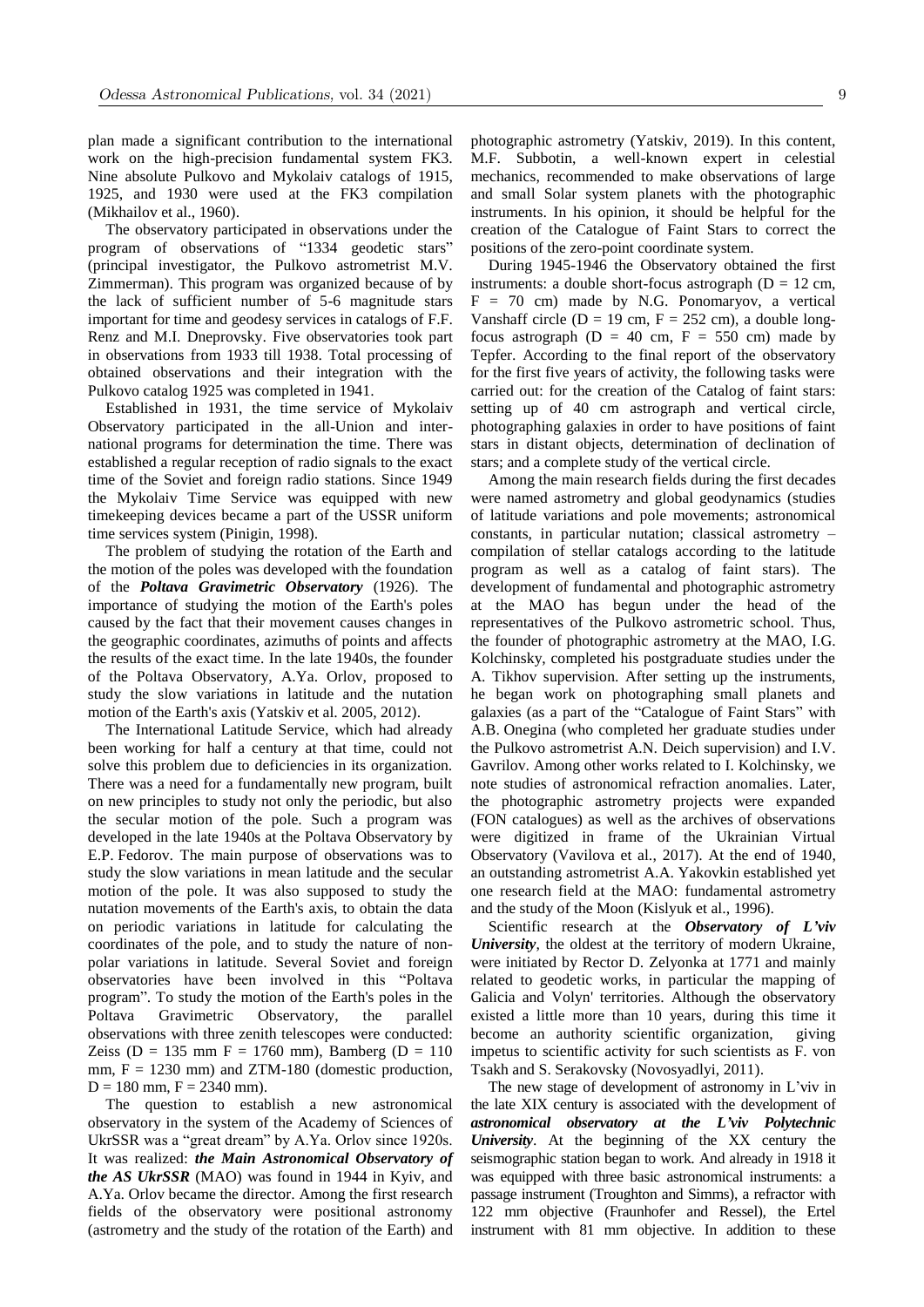plan made a significant contribution to the international work on the high-precision fundamental system FK3. Nine absolute Pulkovo and Mykolaiv catalogs of 1915, 1925, and 1930 were used at the FK3 compilation (Mikhailov et al., 1960).

The observatory participated in observations under the program of observations of "1334 geodetic stars" (principal investigator, the Pulkovo astrometrist M.V. Zimmerman). This program was organized because of by the lack of sufficient number of 5-6 magnitude stars important for time and geodesy services in catalogs of F.F. Renz and M.I. Dneprovsky. Five observatories took part in observations from 1933 till 1938. Total processing of obtained observations and their integration with the Pulkovo catalog 1925 was completed in 1941.

Established in 1931, the time service of Mykolaiv Observatory participated in the all-Union and international programs for determination the time. There was established a regular reception of radio signals to the exact time of the Soviet and foreign radio stations. Since 1949 the Mykolaiv Time Service was equipped with new timekeeping devices became a part of the USSR uniform time services system (Pinigin, 1998).

The problem of studying the rotation of the Earth and the motion of the poles was developed with the foundation of the ***Poltava Gravimetric Observatory*** (1926). The importance of studying the motion of the Earth's poles caused by the fact that their movement causes changes in the geographic coordinates, azimuths of points and affects the results of the exact time. In the late 1940s, the founder of the Poltava Observatory, A.Ya. Orlov, proposed to study the slow variations in latitude and the nutation motion of the Earth's axis (Yatskiv et al. 2005, 2012).

The International Latitude Service, which had already been working for half a century at that time, could not solve this problem due to deficiencies in its organization. There was a need for a fundamentally new program, built on new principles to study not only the periodic, but also the secular motion of the pole. Such a program was developed in the late 1940s at the Poltava Observatory by E.P. Fedorov. The main purpose of observations was to study the slow variations in mean latitude and the secular motion of the pole. It was also supposed to study the nutation movements of the Earth's axis, to obtain the data on periodic variations in latitude for calculating the coordinates of the pole, and to study the nature of non-polar variations in latitude. Several Soviet and foreign observatories have been involved in this "Poltava program". To study the motion of the Earth's poles in the Poltava Gravimetric Observatory, the parallel observations with three zenith telescopes were conducted: Zeiss (D = 135 mm F = 1760 mm), Bamberg (D = 110 mm, F = 1230 mm) and ZTM-180 (domestic production, D = 180 mm, F = 2340 mm).

The question to establish a new astronomical observatory in the system of the Academy of Sciences of UkrSSR was a "great dream" by A.Ya. Orlov since 1920s. It was realized: ***the Main Astronomical Observatory of the AS UkrSSR*** (MAO) was found in 1944 in Kyiv, and A.Ya. Orlov became the director. Among the first research fields of the observatory were positional astronomy (astrometry and the study of the rotation of the Earth) and photographic astrometry (Yatskiv, 2019). In this content, M.F. Subbotin, a well-known expert in celestial mechanics, recommended to make observations of large and small Solar system planets with the photographic instruments. In his opinion, it should be helpful for the creation of the Catalogue of Faint Stars to correct the positions of the zero-point coordinate system.

During 1945-1946 the Observatory obtained the first instruments: a double short-focus astrograph (D = 12 cm, F = 70 cm) made by N.G. Ponomaryov, a vertical Vanshaff circle (D = 19 cm, F = 252 cm), a double long-focus astrograph (D = 40 cm, F = 550 cm) made by Tepfer. According to the final report of the observatory for the first five years of activity, the following tasks were carried out: for the creation of the Catalog of faint stars: setting up of 40 cm astrograph and vertical circle, photographing galaxies in order to have positions of faint stars in distant objects, determination of declination of stars; and a complete study of the vertical circle.

Among the main research fields during the first decades were named astrometry and global geodynamics (studies of latitude variations and pole movements; astronomical constants, in particular nutation; classical astrometry – compilation of stellar catalogs according to the latitude program as well as a catalog of faint stars). The development of fundamental and photographic astrometry at the MAO has begun under the head of the representatives of the Pulkovo astrometric school. Thus, the founder of photographic astrometry at the MAO, I.G. Kolchinsky, completed his postgraduate studies under the A. Tikhov supervision. After setting up the instruments, he began work on photographing small planets and galaxies (as a part of the "Catalogue of Faint Stars" with A.B. Onegina (who completed her graduate studies under the Pulkovo astrometrist A.N. Deich supervision) and I.V. Gavrilov. Among other works related to I. Kolchinsky, we note studies of astronomical refraction anomalies. Later, the photographic astrometry projects were expanded (FON catalogues) as well as the archives of observations were digitized in frame of the Ukrainian Virtual Observatory (Vavilova et al., 2017). At the end of 1940, an outstanding astrometrist A.A. Yakovkin established yet one research field at the MAO: fundamental astrometry and the study of the Moon (Kislyuk et al., 1996).

Scientific research at the ***Observatory of L'viv University***, the oldest at the territory of modern Ukraine, were initiated by Rector D. Zelyonka at 1771 and mainly related to geodetic works, in particular the mapping of Galicia and Volyn' territories. Although the observatory existed a little more than 10 years, during this time it become an authority scientific organization, giving impetus to scientific activity for such scientists as F. von Tsakh and S. Serakovsky (Novosyadlyi, 2011).

The new stage of development of astronomy in L'viv in the late XIX century is associated with the development of ***astronomical observatory at the L'viv Polytechnic University***. At the beginning of the XX century the seismographic station began to work. And already in 1918 it was equipped with three basic astronomical instruments: a passage instrument (Troughton and Simms), a refractor with 122 mm objective (Fraunhofer and Ressel), the Ertel instrument with 81 mm objective. In addition to these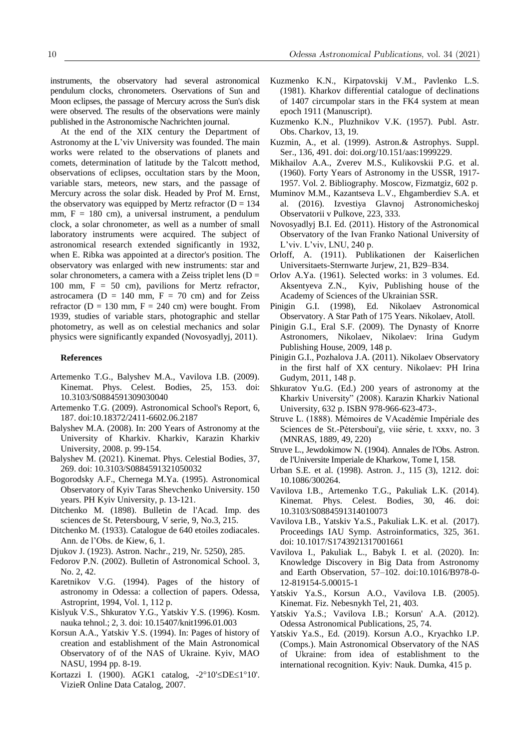instruments, the observatory had several astronomical pendulum clocks, chronometers. Oservations of Sun and Moon eclipses, the passage of Mercury across the Sun's disk were observed. The results of the observations were mainly published in the Astronomische Nachrichten journal.

At the end of the XIX century the Department of Astronomy at the L'viv University was founded. The main works were related to the observations of planets and comets, determination of latitude by the Talcott method, observations of eclipses, occultation stars by the Moon, variable stars, meteors, new stars, and the passage of Mercury across the solar disk. Headed by Prof M. Ernst, the observatory was equipped by Mertz refractor (D = 134 mm, F = 180 cm), a universal instrument, a pendulum clock, a solar chronometer, as well as a number of small laboratory instruments were acquired. The subject of astronomical research extended significantly in 1932, when E. Ribka was appointed at a director's position. The observatory was enlarged with new instruments: star and solar chronometers, a camera with a Zeiss triplet lens (D = 100 mm, F = 50 cm), pavilions for Mertz refractor, astrocamera (D = 140 mm, F = 70 cm) and for Zeiss refractor (D = 130 mm, F = 240 cm) were bought. From 1939, studies of variable stars, photographic and stellar photometry, as well as on celestial mechanics and solar physics were significantly expanded (Novosyadlyj, 2011).

## References

Artemenko T.G., Balyshev M.A., Vavilova I.B. (2009). Kinemat. Phys. Celest. Bodies, 25, 153. doi: 10.3103/S0884591309030040

Artemenko T.G. (2009). Astronomical School's Report, 6, 187. doi:10.18372/2411-6602.06.2187

Balyshev M.A. (2008). In: 200 Years of Astronomy at the University of Kharkiv. Kharkiv, Karazin Kharkiv University, 2008. p. 99-154.

Balyshev M. (2021). Kinemat. Phys. Celestial Bodies, 37, 269. doi: 10.3103/S0884591321050032

Bogorodsky A.F., Chernega M.Ya. (1995). Astronomical Observatory of Kyiv Taras Shevchenko University. 150 years. PH Kyiv University, p. 13-121.

Ditchenko M. (1898). Bulletin de l'Acad. Imp. des sciences de St. Petersbourg, V serie, 9, No.3, 215.

Ditchenko M. (1933). Catalogue de 640 etoiles zodiacales. Ann. de l'Obs. de Kiew, 6, 1.

Djukov J. (1923). Astron. Nachr., 219, Nr. 5250), 285.

Fedorov P.N. (2002). Bulletin of Astronomical School. 3, No. 2, 42.

Karetnikov V.G. (1994). Pages of the history of astronomy in Odessa: a collection of papers. Odessa, Astroprint, 1994, Vol. 1, 112 p.

Kislyuk V.S., Shkuratov Y.G., Yatskiv Y.S. (1996). Kosm. nauka tehnol.; 2, 3. doi: 10.15407/knit1996.01.003

Korsun A.A., Yatskiv Y.S. (1994). In: Pages of history of creation and establishment of the Main Astronomical Observatory of of the NAS of Ukraine. Kyiv, MAO NASU, 1994 pp. 8-19.

Kortazzi I. (1900). AGK1 catalog, -2°10'≤DE≤1°10'. VizieR Online Data Catalog, 2007.

Kuzmenko K.N., Kirpatovskij V.M., Pavlenko L.S. (1981). Kharkov differential catalogue of declinations of 1407 circumpolar stars in the FK4 system at mean epoch 1911 (Manuscript).

Kuzmenko K.N., Pluzhnikov V.K. (1957). Publ. Astr. Obs. Charkov, 13, 19.

Kuzmin, A., et al. (1999). Astron.& Astrophys. Suppl. Ser., 136, 491. doi: doi.org/10.151/aas:1999229.

Mikhailov A.A., Zverev M.S., Kulikovskii P.G. et al. (1960). Forty Years of Astronomy in the USSR, 1917-1957. Vol. 2. Bibliography. Moscow, Fizmatgiz, 602 p.

Muminov M.M., Kazantseva L.V., Ehgamberdiev S.A. et al. (2016). Izvestiya Glavnoj Astronomicheskoj Observatorii v Pulkove, 223, 333.

Novosyadlyj B.I. Ed. (2011). History of the Astronomical Observatory of the Ivan Franko National University of L'viv. L'viv, LNU, 240 p.

Orloff, A. (1911). Publikationen der Kaiserlichen Universitaets-Sternwarte Jurjew, 21, B29–B34.

Orlov A.Ya. (1961). Selected works: in 3 volumes. Ed. Aksentyeva Z.N., Kyiv, Publishing house of the Academy of Sciences of the Ukrainian SSR.

Pinigin G.I. (1998), Ed. Nikolaev Astronomical Observatory. A Star Path of 175 Years. Nikolaev, Atoll.

Pinigin G.I., Eral S.F. (2009). The Dynasty of Knorre Astronomers, Nikolaev, Nikolaev: Irina Gudym Publishing House, 2009, 148 p.

Pinigin G.I., Pozhalova J.A. (2011). Nikolaev Observatory in the first half of XX century. Nikolaev: PH Irina Gudym, 2011, 148 p.

Shkuratov Yu.G. (Ed.) 200 years of astronomy at the Kharkiv University" (2008). Karazin Kharkiv National University, 632 p. ISBN 978-966-623-473-.

Struve L. (1888). Mémoires de VAcadémie Impériale des Sciences de St.-Pétersboui'g, viie série, t. xxxv, no. 3 (MNRAS, 1889, 49, 220)

Struve L., Jewdokimow N. (1904). Annales de l'Obs. Astron. de l'Universite Imperiale de Kharkow, Tome I, 158.

Urban S.E. et al. (1998). Astron. J., 115 (3), 1212. doi: 10.1086/300264.

Vavilova I.B., Artemenko T.G., Pakuliak L.K. (2014). Kinemat. Phys. Celest. Bodies, 30, 46. doi: 10.3103/S0884591314010073

Vavilova I.B., Yatskiv Ya.S., Pakuliak L.K. et al. (2017). Proceedings IAU Symp. Astroinformatics, 325, 361. doi: 10.1017/S1743921317001661

Vavilova I., Pakuliak L., Babyk I. et al. (2020). In: Knowledge Discovery in Big Data from Astronomy and Earth Observation, 57–102. doi:10.1016/B978-0-12-819154-5.00015-1

Yatskiv Ya.S., Korsun A.O., Vavilova I.B. (2005). Kinemat. Fiz. Nebesnykh Tel, 21, 403.

Yatskiv Ya.S.; Vavilova I.B.; Korsun' A.A. (2012). Odessa Astronomical Publications, 25, 74.

Yatskiv Ya.S., Ed. (2019). Korsun A.O., Kryachko I.P. (Comps.). Main Astronomical Observatory of the NAS of Ukraine: from idea of establishment to the international recognition. Kyiv: Nauk. Dumka, 415 p.